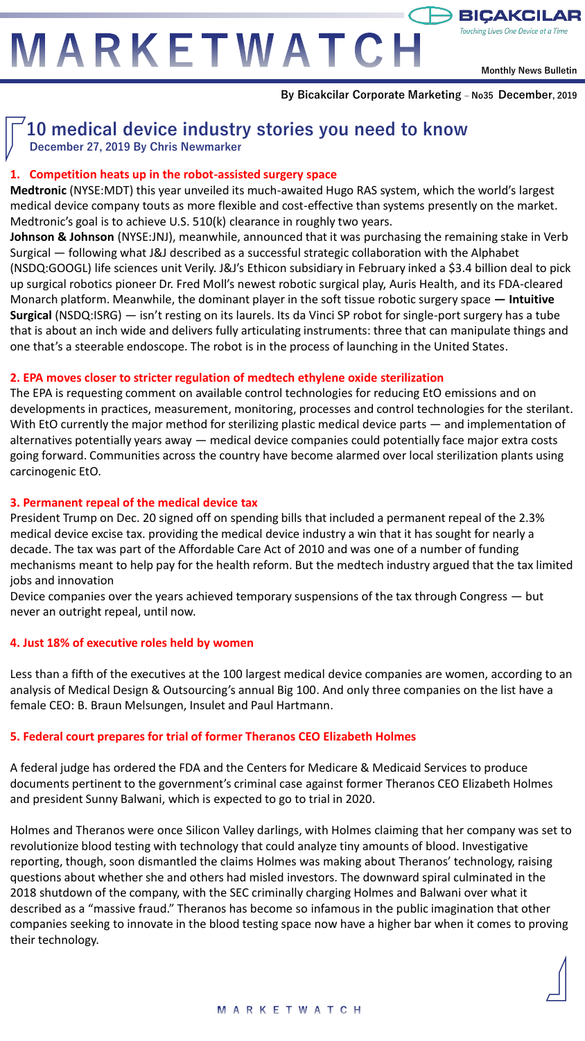# MARKETWATCH

**BIÇAKCILAR** *Touching Lives One Device at a Time*

**Monthly News Bulletin**

**By Bicakcilar Corporate Marketing – No35 December, 2019**

## 10 medical device industry stories you need to know

**December 27, 2019 By Chris Newmarker**

### 1. Competition heats up in the robot-assisted surgery space

**Medtronic** (NYSE:MDT) this year unveiled its much-awaited Hugo RAS system, which the world's largest medical device company touts as more flexible and cost-effective than systems presently on the market. Medtronic's goal is to achieve U.S. 510(k) clearance in roughly two years.

**Johnson & Johnson** (NYSE:JNJ), meanwhile, announced that it was purchasing the remaining stake in Verb Surgical — following what J&J described as a successful strategic collaboration with the Alphabet (NSDQ:GOOGL) life sciences unit Verily. J&J's Ethicon subsidiary in February inked a $3.4 billion deal to pick up surgical robotics pioneer Dr. Fred Moll's newest robotic surgical play, Auris Health, and its FDA-cleared Monarch platform. Meanwhile, the dominant player in the soft tissue robotic surgery space **— Intuitive Surgical** (NSDQ:ISRG) — isn't resting on its laurels. Its da Vinci SP robot for single-port surgery has a tube that is about an inch wide and delivers fully articulating instruments: three that can manipulate things and one that's a steerable endoscope. The robot is in the process of launching in the United States.

### 2. EPA moves closer to stricter regulation of medtech ethylene oxide sterilization

The EPA is requesting comment on available control technologies for reducing EtO emissions and on developments in practices, measurement, monitoring, processes and control technologies for the sterilant. With EtO currently the major method for sterilizing plastic medical device parts — and implementation of alternatives potentially years away — medical device companies could potentially face major extra costs going forward. Communities across the country have become alarmed over local sterilization plants using carcinogenic EtO.

### 3. Permanent repeal of the medical device tax

President Trump on Dec. 20 signed off on spending bills that included a permanent repeal of the 2.3% medical device excise tax. providing the medical device industry a win that it has sought for nearly a decade. The tax was part of the Affordable Care Act of 2010 and was one of a number of funding mechanisms meant to help pay for the health reform. But the medtech industry argued that the tax limited jobs and innovation

Device companies over the years achieved temporary suspensions of the tax through Congress — but never an outright repeal, until now.

### 4. Just 18% of executive roles held by women

Less than a fifth of the executives at the 100 largest medical device companies are women, according to an analysis of Medical Design & Outsourcing's annual Big 100. And only three companies on the list have a female CEO: B. Braun Melsungen, Insulet and Paul Hartmann.

### 5. Federal court prepares for trial of former Theranos CEO Elizabeth Holmes

A federal judge has ordered the FDA and the Centers for Medicare & Medicaid Services to produce documents pertinent to the government's criminal case against former Theranos CEO Elizabeth Holmes and president Sunny Balwani, which is expected to go to trial in 2020.

Holmes and Theranos were once Silicon Valley darlings, with Holmes claiming that her company was set to revolutionize blood testing with technology that could analyze tiny amounts of blood. Investigative reporting, though, soon dismantled the claims Holmes was making about Theranos' technology, raising questions about whether she and others had misled investors. The downward spiral culminated in the 2018 shutdown of the company, with the SEC criminally charging Holmes and Balwani over what it described as a "massive fraud." Theranos has become so infamous in the public imagination that other companies seeking to innovate in the blood testing space now have a higher bar when it comes to proving their technology.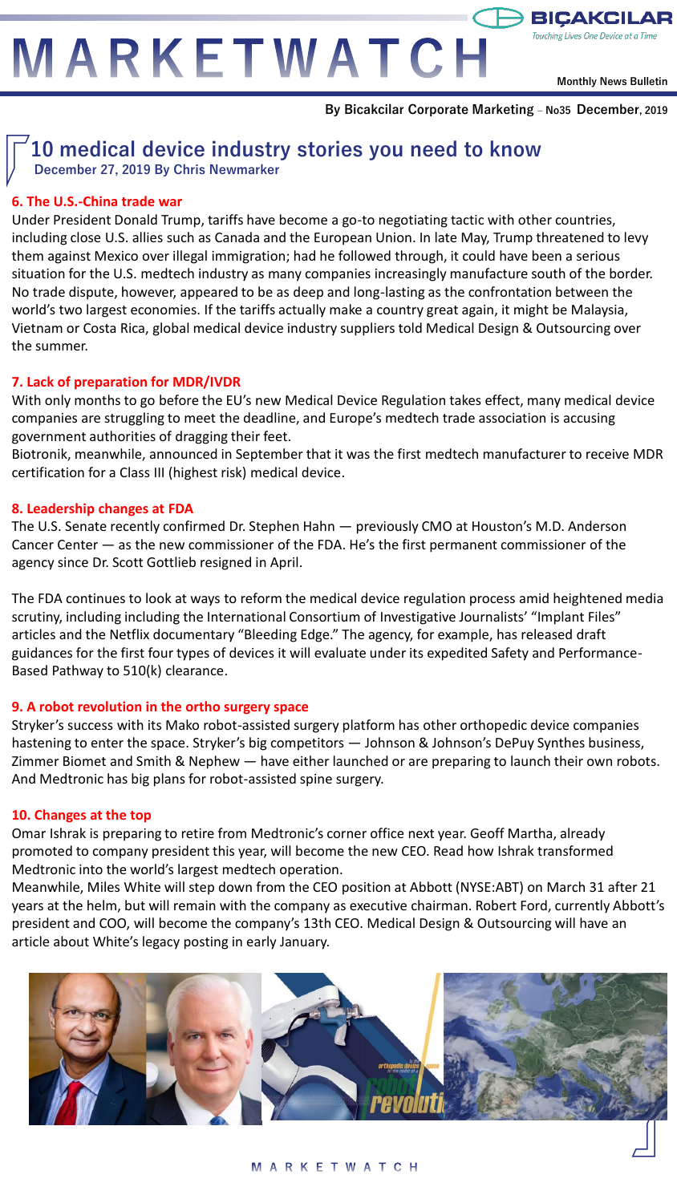## 10 medical device industry stories you need to know

**December 27, 2019 By Chris Newmarker**

### 6. The U.S.-China trade war

Under President Donald Trump, tariffs have become a go-to negotiating tactic with other countries, including close U.S. allies such as Canada and the European Union. In late May, Trump threatened to levy them against Mexico over illegal immigration; had he followed through, it could have been a serious situation for the U.S. medtech industry as many companies increasingly manufacture south of the border. No trade dispute, however, appeared to be as deep and long-lasting as the confrontation between the world's two largest economies. If the tariffs actually make a country great again, it might be Malaysia, Vietnam or Costa Rica, global medical device industry suppliers told Medical Design & Outsourcing over the summer.

### 7. Lack of preparation for MDR/IVDR

With only months to go before the EU's new Medical Device Regulation takes effect, many medical device companies are struggling to meet the deadline, and Europe's medtech trade association is accusing government authorities of dragging their feet.

Biotronik, meanwhile, announced in September that it was the first medtech manufacturer to receive MDR certification for a Class III (highest risk) medical device.

### 8. Leadership changes at FDA

The U.S. Senate recently confirmed Dr. Stephen Hahn — previously CMO at Houston's M.D. Anderson Cancer Center — as the new commissioner of the FDA. He's the first permanent commissioner of the agency since Dr. Scott Gottlieb resigned in April.

The FDA continues to look at ways to reform the medical device regulation process amid heightened media scrutiny, including including the International Consortium of Investigative Journalists' "Implant Files" articles and the Netflix documentary "Bleeding Edge." The agency, for example, has released draft guidances for the first four types of devices it will evaluate under its expedited Safety and Performance-Based Pathway to 510(k) clearance.

### 9. A robot revolution in the ortho surgery space

Stryker's success with its Mako robot-assisted surgery platform has other orthopedic device companies hastening to enter the space. Stryker's big competitors — Johnson & Johnson's DePuy Synthes business, Zimmer Biomet and Smith & Nephew — have either launched or are preparing to launch their own robots. And Medtronic has big plans for robot-assisted spine surgery.

### 10. Changes at the top

Omar Ishrak is preparing to retire from Medtronic's corner office next year. Geoff Martha, already promoted to company president this year, will become the new CEO. Read how Ishrak transformed Medtronic into the world's largest medtech operation.

Meanwhile, Miles White will step down from the CEO position at Abbott (NYSE:ABT) on March 31 after 21 years at the helm, but will remain with the company as executive chairman. Robert Ford, currently Abbott's president and COO, will become the company's 13th CEO. Medical Design & Outsourcing will have an article about White's legacy posting in early January.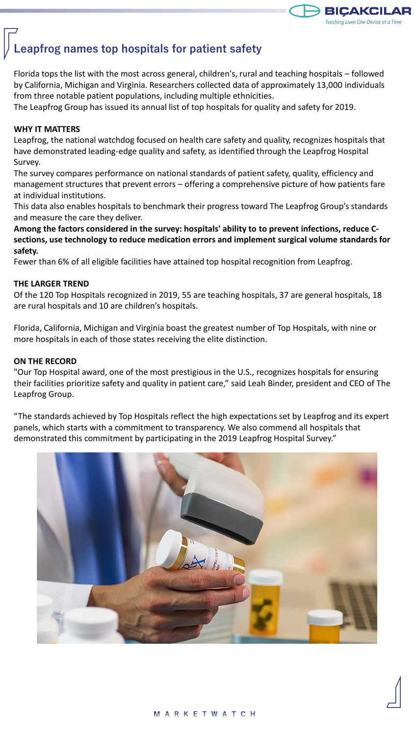## Leapfrog names top hospitals for patient safety

Florida tops the list with the most across general, children's, rural and teaching hospitals – followed by California, Michigan and Virginia. Researchers collected data of approximately 13,000 individuals from three notable patient populations, including multiple ethnicities.

The Leapfrog Group has issued its annual list of top hospitals for quality and safety for 2019.

**WHY IT MATTERS**

Leapfrog, the national watchdog focused on health care safety and quality, recognizes hospitals that have demonstrated leading-edge quality and safety, as identified through the Leapfrog Hospital Survey.

The survey compares performance on national standards of patient safety, quality, efficiency and management structures that prevent errors – offering a comprehensive picture of how patients fare at individual institutions.

This data also enables hospitals to benchmark their progress toward The Leapfrog Group's standards and measure the care they deliver.

**Among the factors considered in the survey: hospitals' ability to to prevent infections, reduce C-sections, use technology to reduce medication errors and implement surgical volume standards for safety.**

Fewer than 6% of all eligible facilities have attained top hospital recognition from Leapfrog.

**THE LARGER TREND**

Of the 120 Top Hospitals recognized in 2019, 55 are teaching hospitals, 37 are general hospitals, 18 are rural hospitals and 10 are children's hospitals.

Florida, California, Michigan and Virginia boast the greatest number of Top Hospitals, with nine or more hospitals in each of those states receiving the elite distinction.

**ON THE RECORD**

"Our Top Hospital award, one of the most prestigious in the U.S., recognizes hospitals for ensuring their facilities prioritize safety and quality in patient care," said Leah Binder, president and CEO of The Leapfrog Group.

"The standards achieved by Top Hospitals reflect the high expectations set by Leapfrog and its expert panels, which starts with a commitment to transparency. We also commend all hospitals that demonstrated this commitment by participating in the 2019 Leapfrog Hospital Survey."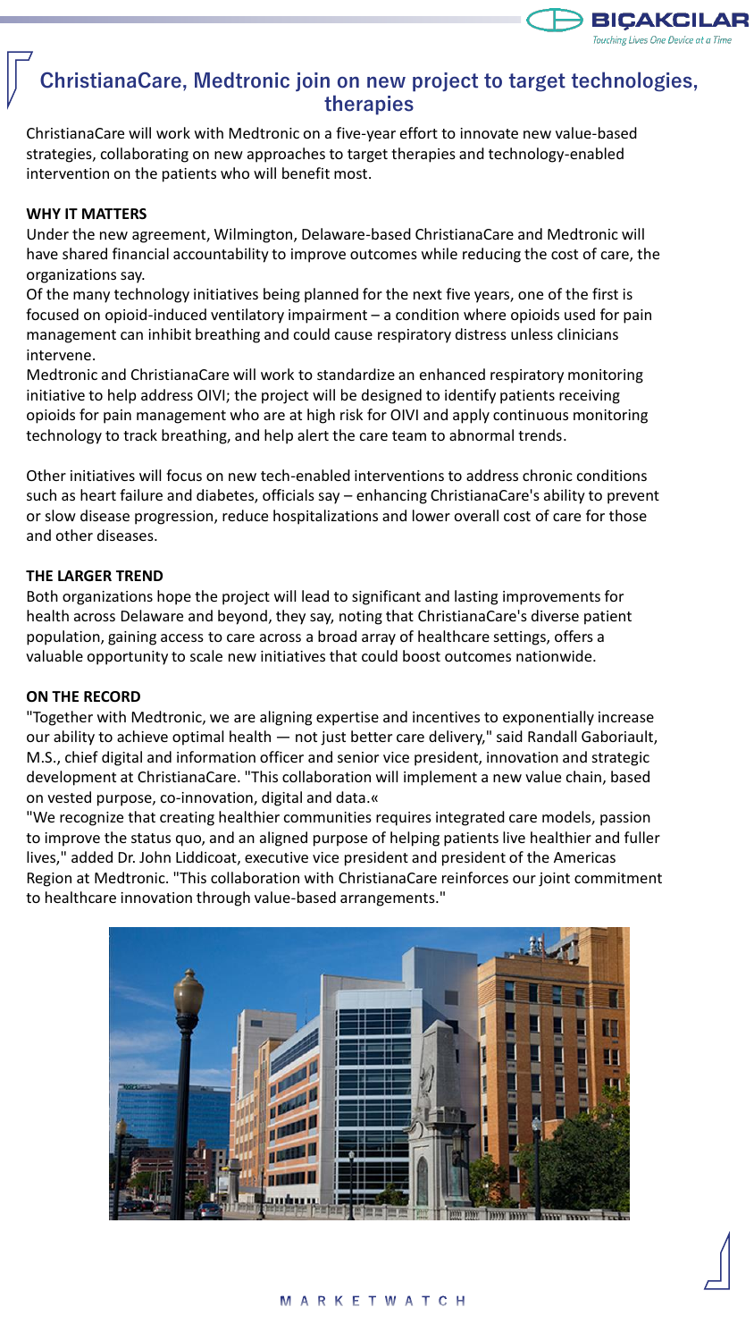# ChristianaCare, Medtronic join on new project to target technologies, therapies

ChristianaCare will work with Medtronic on a five-year effort to innovate new value-based strategies, collaborating on new approaches to target therapies and technology-enabled intervention on the patients who will benefit most.

**WHY IT MATTERS**

Under the new agreement, Wilmington, Delaware-based ChristianaCare and Medtronic will have shared financial accountability to improve outcomes while reducing the cost of care, the organizations say.

Of the many technology initiatives being planned for the next five years, one of the first is focused on opioid-induced ventilatory impairment – a condition where opioids used for pain management can inhibit breathing and could cause respiratory distress unless clinicians intervene.

Medtronic and ChristianaCare will work to standardize an enhanced respiratory monitoring initiative to help address OIVI; the project will be designed to identify patients receiving opioids for pain management who are at high risk for OIVI and apply continuous monitoring technology to track breathing, and help alert the care team to abnormal trends.

Other initiatives will focus on new tech-enabled interventions to address chronic conditions such as heart failure and diabetes, officials say – enhancing ChristianaCare's ability to prevent or slow disease progression, reduce hospitalizations and lower overall cost of care for those and other diseases.

**THE LARGER TREND**

Both organizations hope the project will lead to significant and lasting improvements for health across Delaware and beyond, they say, noting that ChristianaCare's diverse patient population, gaining access to care across a broad array of healthcare settings, offers a valuable opportunity to scale new initiatives that could boost outcomes nationwide.

**ON THE RECORD**

"Together with Medtronic, we are aligning expertise and incentives to exponentially increase our ability to achieve optimal health — not just better care delivery," said Randall Gaboriault, M.S., chief digital and information officer and senior vice president, innovation and strategic development at ChristianaCare. "This collaboration will implement a new value chain, based on vested purpose, co-innovation, digital and data.«

"We recognize that creating healthier communities requires integrated care models, passion to improve the status quo, and an aligned purpose of helping patients live healthier and fuller lives," added Dr. John Liddicoat, executive vice president and president of the Americas Region at Medtronic. "This collaboration with ChristianaCare reinforces our joint commitment to healthcare innovation through value-based arrangements."

MARKETWATCH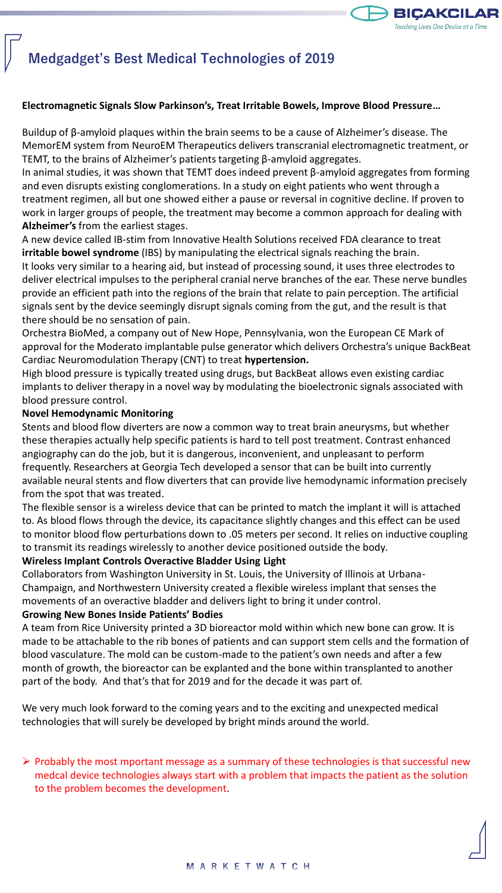## Medgadget's Best Medical Technologies of 2019

**Electromagnetic Signals Slow Parkinson's, Treat Irritable Bowels, Improve Blood Pressure…**

Buildup of β-amyloid plaques within the brain seems to be a cause of Alzheimer's disease. The MemorEM system from NeuroEM Therapeutics delivers transcranial electromagnetic treatment, or TEMT, to the brains of Alzheimer's patients targeting β-amyloid aggregates.

In animal studies, it was shown that TEMT does indeed prevent β-amyloid aggregates from forming and even disrupts existing conglomerations. In a study on eight patients who went through a treatment regimen, all but one showed either a pause or reversal in cognitive decline. If proven to work in larger groups of people, the treatment may become a common approach for dealing with **Alzheimer's** from the earliest stages.

A new device called IB-stim from Innovative Health Solutions received FDA clearance to treat **irritable bowel syndrome** (IBS) by manipulating the electrical signals reaching the brain.

It looks very similar to a hearing aid, but instead of processing sound, it uses three electrodes to deliver electrical impulses to the peripheral cranial nerve branches of the ear. These nerve bundles provide an efficient path into the regions of the brain that relate to pain perception. The artificial signals sent by the device seemingly disrupt signals coming from the gut, and the result is that there should be no sensation of pain.

Orchestra BioMed, a company out of New Hope, Pennsylvania, won the European CE Mark of approval for the Moderato implantable pulse generator which delivers Orchestra's unique BackBeat Cardiac Neuromodulation Therapy (CNT) to treat **hypertension.**

High blood pressure is typically treated using drugs, but BackBeat allows even existing cardiac implants to deliver therapy in a novel way by modulating the bioelectronic signals associated with blood pressure control.

**Novel Hemodynamic Monitoring**

Stents and blood flow diverters are now a common way to treat brain aneurysms, but whether these therapies actually help specific patients is hard to tell post treatment. Contrast enhanced angiography can do the job, but it is dangerous, inconvenient, and unpleasant to perform frequently. Researchers at Georgia Tech developed a sensor that can be built into currently available neural stents and flow diverters that can provide live hemodynamic information precisely from the spot that was treated.

The flexible sensor is a wireless device that can be printed to match the implant it will is attached to. As blood flows through the device, its capacitance slightly changes and this effect can be used to monitor blood flow perturbations down to .05 meters per second. It relies on inductive coupling to transmit its readings wirelessly to another device positioned outside the body.

**Wireless Implant Controls Overactive Bladder Using Light**

Collaborators from Washington University in St. Louis, the University of Illinois at Urbana-Champaign, and Northwestern University created a flexible wireless implant that senses the movements of an overactive bladder and delivers light to bring it under control.

**Growing New Bones Inside Patients' Bodies**

A team from Rice University printed a 3D bioreactor mold within which new bone can grow. It is made to be attachable to the rib bones of patients and can support stem cells and the formation of blood vasculature. The mold can be custom-made to the patient's own needs and after a few month of growth, the bioreactor can be explanted and the bone within transplanted to another part of the body. And that's that for 2019 and for the decade it was part of.

We very much look forward to the coming years and to the exciting and unexpected medical technologies that will surely be developed by bright minds around the world.

- Probably the most mportant message as a summary of these technologies is that successful new medcal device technologies always start with a problem that impacts the patient as the solution to the problem becomes the development.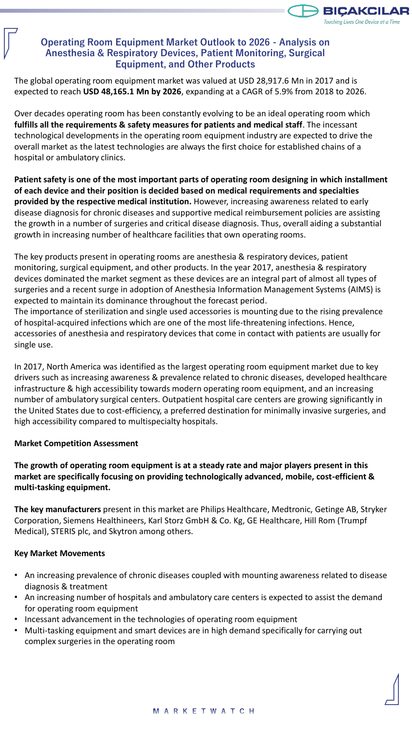## Operating Room Equipment Market Outlook to 2026 - Analysis on Anesthesia & Respiratory Devices, Patient Monitoring, Surgical Equipment, and Other Products

The global operating room equipment market was valued at USD 28,917.6 Mn in 2017 and is expected to reach **USD 48,165.1 Mn by 2026**, expanding at a CAGR of 5.9% from 2018 to 2026.

Over decades operating room has been constantly evolving to be an ideal operating room which **fulfills all the requirements & safety measures for patients and medical staff**. The incessant technological developments in the operating room equipment industry are expected to drive the overall market as the latest technologies are always the first choice for established chains of a hospital or ambulatory clinics.

**Patient safety is one of the most important parts of operating room designing in which installment of each device and their position is decided based on medical requirements and specialties provided by the respective medical institution.** However, increasing awareness related to early disease diagnosis for chronic diseases and supportive medical reimbursement policies are assisting the growth in a number of surgeries and critical disease diagnosis. Thus, overall aiding a substantial growth in increasing number of healthcare facilities that own operating rooms.

The key products present in operating rooms are anesthesia & respiratory devices, patient monitoring, surgical equipment, and other products. In the year 2017, anesthesia & respiratory devices dominated the market segment as these devices are an integral part of almost all types of surgeries and a recent surge in adoption of Anesthesia Information Management Systems (AIMS) is expected to maintain its dominance throughout the forecast period.
The importance of sterilization and single used accessories is mounting due to the rising prevalence of hospital-acquired infections which are one of the most life-threatening infections. Hence, accessories of anesthesia and respiratory devices that come in contact with patients are usually for single use.

In 2017, North America was identified as the largest operating room equipment market due to key drivers such as increasing awareness & prevalence related to chronic diseases, developed healthcare infrastructure & high accessibility towards modern operating room equipment, and an increasing number of ambulatory surgical centers. Outpatient hospital care centers are growing significantly in the United States due to cost-efficiency, a preferred destination for minimally invasive surgeries, and high accessibility compared to multispecialty hospitals.

**Market Competition Assessment**

**The growth of operating room equipment is at a steady rate and major players present in this market are specifically focusing on providing technologically advanced, mobile, cost-efficient & multi-tasking equipment.**

**The key manufacturers** present in this market are Philips Healthcare, Medtronic, Getinge AB, Stryker Corporation, Siemens Healthineers, Karl Storz GmbH & Co. Kg, GE Healthcare, Hill Rom (Trumpf Medical), STERIS plc, and Skytron among others.

**Key Market Movements**

- An increasing prevalence of chronic diseases coupled with mounting awareness related to disease diagnosis & treatment
- An increasing number of hospitals and ambulatory care centers is expected to assist the demand for operating room equipment
- Incessant advancement in the technologies of operating room equipment
- Multi-tasking equipment and smart devices are in high demand specifically for carrying out complex surgeries in the operating room

MARKETWATCH